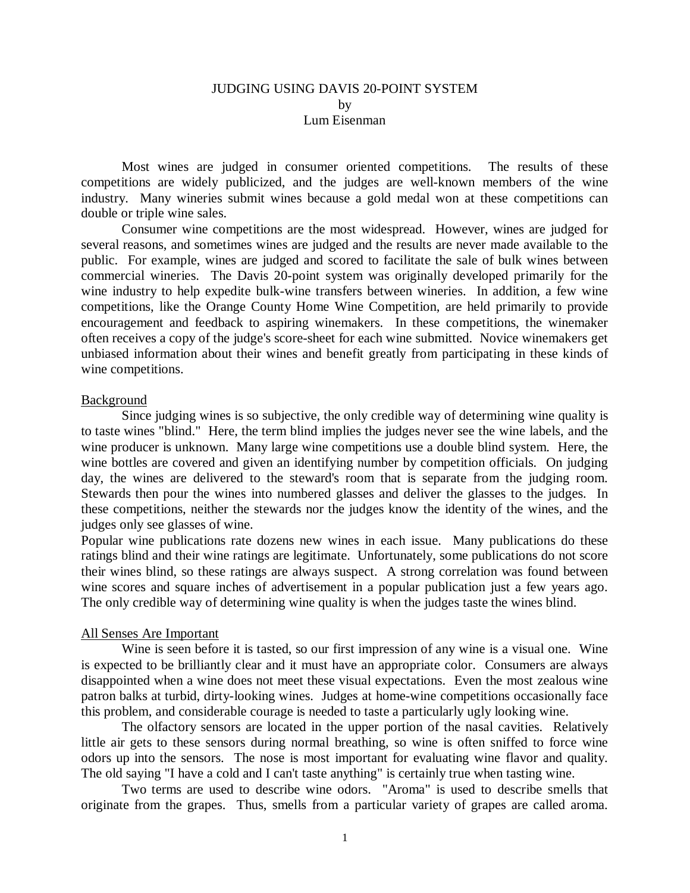# JUDGING USING DAVIS 20-POINT SYSTEM

by

Lum Eisenman

Most wines are judged in consumer oriented competitions. The results of these competitions are widely publicized, and the judges are well-known members of the wine industry. Many wineries submit wines because a gold medal won at these competitions can double or triple wine sales.

Consumer wine competitions are the most widespread. However, wines are judged for several reasons, and sometimes wines are judged and the results are never made available to the public. For example, wines are judged and scored to facilitate the sale of bulk wines between commercial wineries. The Davis 20-point system was originally developed primarily for the wine industry to help expedite bulk-wine transfers between wineries. In addition, a few wine competitions, like the Orange County Home Wine Competition, are held primarily to provide encouragement and feedback to aspiring winemakers. In these competitions, the winemaker often receives a copy of the judge's score-sheet for each wine submitted. Novice winemakers get unbiased information about their wines and benefit greatly from participating in these kinds of wine competitions.

## Background

Since judging wines is so subjective, the only credible way of determining wine quality is to taste wines "blind." Here, the term blind implies the judges never see the wine labels, and the wine producer is unknown. Many large wine competitions use a double blind system. Here, the wine bottles are covered and given an identifying number by competition officials. On judging day, the wines are delivered to the steward's room that is separate from the judging room. Stewards then pour the wines into numbered glasses and deliver the glasses to the judges. In these competitions, neither the stewards nor the judges know the identity of the wines, and the judges only see glasses of wine.

Popular wine publications rate dozens new wines in each issue. Many publications do these ratings blind and their wine ratings are legitimate. Unfortunately, some publications do not score their wines blind, so these ratings are always suspect. A strong correlation was found between wine scores and square inches of advertisement in a popular publication just a few years ago. The only credible way of determining wine quality is when the judges taste the wines blind.

## All Senses Are Important

Wine is seen before it is tasted, so our first impression of any wine is a visual one. Wine is expected to be brilliantly clear and it must have an appropriate color. Consumers are always disappointed when a wine does not meet these visual expectations. Even the most zealous wine patron balks at turbid, dirty-looking wines. Judges at home-wine competitions occasionally face this problem, and considerable courage is needed to taste a particularly ugly looking wine.

The olfactory sensors are located in the upper portion of the nasal cavities. Relatively little air gets to these sensors during normal breathing, so wine is often sniffed to force wine odors up into the sensors. The nose is most important for evaluating wine flavor and quality. The old saying "I have a cold and I can't taste anything" is certainly true when tasting wine.

Two terms are used to describe wine odors. "Aroma" is used to describe smells that originate from the grapes. Thus, smells from a particular variety of grapes are called aroma.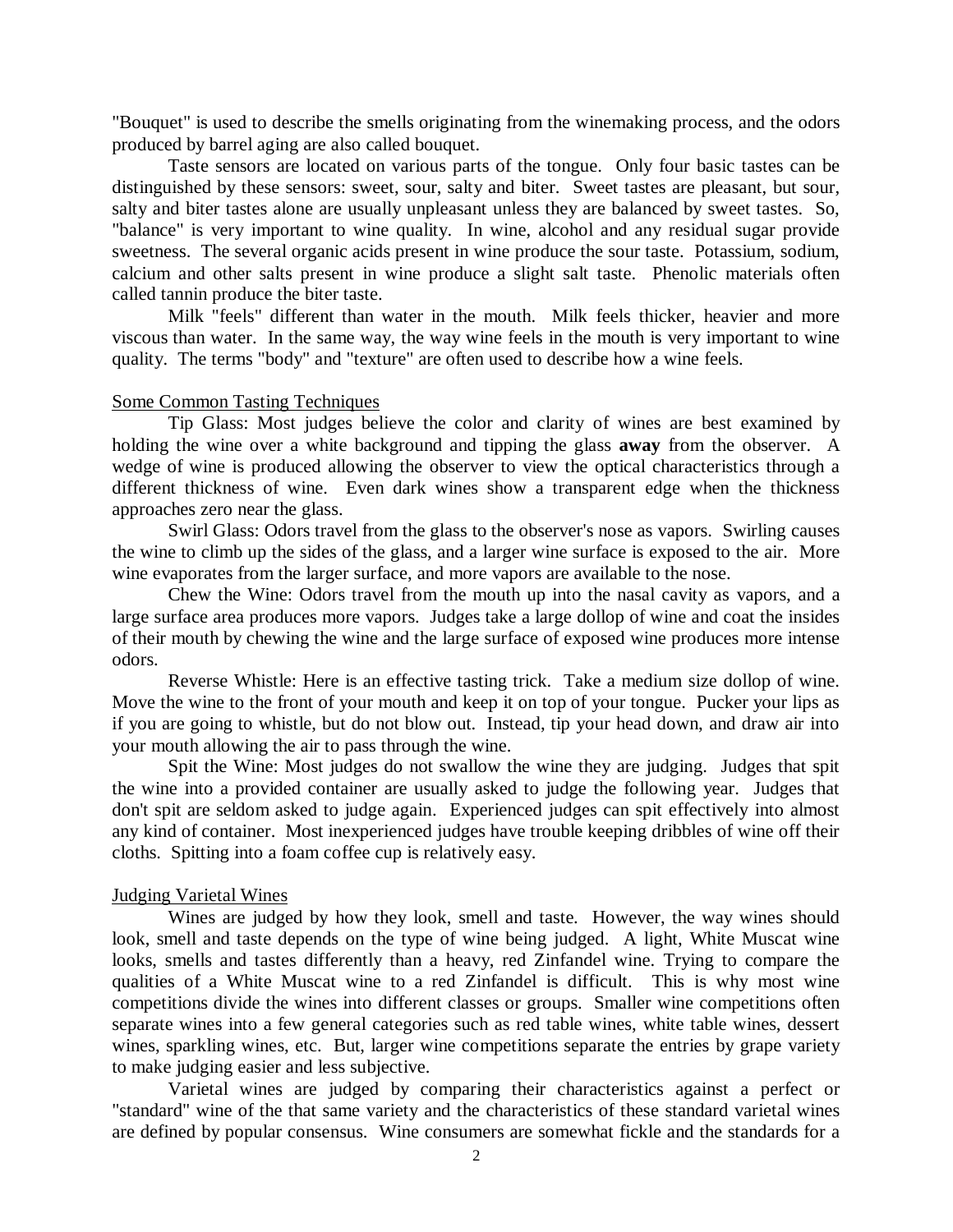"Bouquet" is used to describe the smells originating from the winemaking process, and the odors produced by barrel aging are also called bouquet.

Taste sensors are located on various parts of the tongue. Only four basic tastes can be distinguished by these sensors: sweet, sour, salty and biter. Sweet tastes are pleasant, but sour, salty and biter tastes alone are usually unpleasant unless they are balanced by sweet tastes. So, "balance" is very important to wine quality. In wine, alcohol and any residual sugar provide sweetness. The several organic acids present in wine produce the sour taste. Potassium, sodium, calcium and other salts present in wine produce a slight salt taste. Phenolic materials often called tannin produce the biter taste.

Milk "feels" different than water in the mouth. Milk feels thicker, heavier and more viscous than water. In the same way, the way wine feels in the mouth is very important to wine quality. The terms "body" and "texture" are often used to describe how a wine feels.

## Some Common Tasting Techniques

Tip Glass: Most judges believe the color and clarity of wines are best examined by holding the wine over a white background and tipping the glass **away** from the observer. A wedge of wine is produced allowing the observer to view the optical characteristics through a different thickness of wine. Even dark wines show a transparent edge when the thickness approaches zero near the glass.

Swirl Glass: Odors travel from the glass to the observer's nose as vapors. Swirling causes the wine to climb up the sides of the glass, and a larger wine surface is exposed to the air. More wine evaporates from the larger surface, and more vapors are available to the nose.

Chew the Wine: Odors travel from the mouth up into the nasal cavity as vapors, and a large surface area produces more vapors. Judges take a large dollop of wine and coat the insides of their mouth by chewing the wine and the large surface of exposed wine produces more intense odors.

Reverse Whistle: Here is an effective tasting trick. Take a medium size dollop of wine. Move the wine to the front of your mouth and keep it on top of your tongue. Pucker your lips as if you are going to whistle, but do not blow out. Instead, tip your head down, and draw air into your mouth allowing the air to pass through the wine.

Spit the Wine: Most judges do not swallow the wine they are judging. Judges that spit the wine into a provided container are usually asked to judge the following year. Judges that don't spit are seldom asked to judge again. Experienced judges can spit effectively into almost any kind of container. Most inexperienced judges have trouble keeping dribbles of wine off their cloths. Spitting into a foam coffee cup is relatively easy.

## Judging Varietal Wines

Wines are judged by how they look, smell and taste. However, the way wines should look, smell and taste depends on the type of wine being judged. A light, White Muscat wine looks, smells and tastes differently than a heavy, red Zinfandel wine. Trying to compare the qualities of a White Muscat wine to a red Zinfandel is difficult. This is why most wine competitions divide the wines into different classes or groups. Smaller wine competitions often separate wines into a few general categories such as red table wines, white table wines, dessert wines, sparkling wines, etc. But, larger wine competitions separate the entries by grape variety to make judging easier and less subjective.

Varietal wines are judged by comparing their characteristics against a perfect or "standard" wine of the that same variety and the characteristics of these standard varietal wines are defined by popular consensus. Wine consumers are somewhat fickle and the standards for a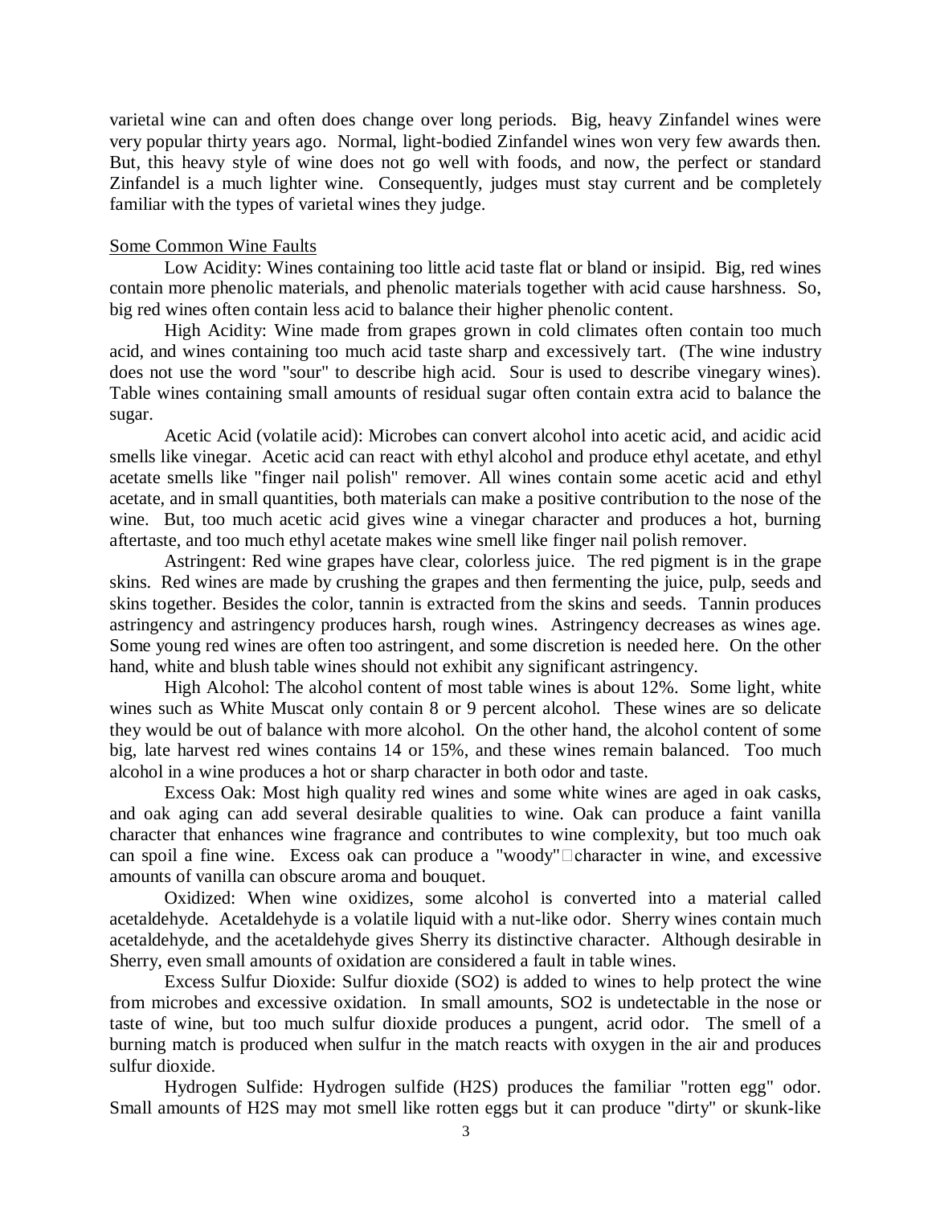varietal wine can and often does change over long periods. Big, heavy Zinfandel wines were very popular thirty years ago. Normal, light-bodied Zinfandel wines won very few awards then. But, this heavy style of wine does not go well with foods, and now, the perfect or standard Zinfandel is a much lighter wine. Consequently, judges must stay current and be completely familiar with the types of varietal wines they judge.

## Some Common Wine Faults

Low Acidity: Wines containing too little acid taste flat or bland or insipid. Big, red wines contain more phenolic materials, and phenolic materials together with acid cause harshness. So, big red wines often contain less acid to balance their higher phenolic content.

High Acidity: Wine made from grapes grown in cold climates often contain too much acid, and wines containing too much acid taste sharp and excessively tart. (The wine industry does not use the word "sour" to describe high acid. Sour is used to describe vinegary wines). Table wines containing small amounts of residual sugar often contain extra acid to balance the sugar.

Acetic Acid (volatile acid): Microbes can convert alcohol into acetic acid, and acidic acid smells like vinegar. Acetic acid can react with ethyl alcohol and produce ethyl acetate, and ethyl acetate smells like "finger nail polish" remover. All wines contain some acetic acid and ethyl acetate, and in small quantities, both materials can make a positive contribution to the nose of the wine. But, too much acetic acid gives wine a vinegar character and produces a hot, burning aftertaste, and too much ethyl acetate makes wine smell like finger nail polish remover.

Astringent: Red wine grapes have clear, colorless juice. The red pigment is in the grape skins. Red wines are made by crushing the grapes and then fermenting the juice, pulp, seeds and skins together. Besides the color, tannin is extracted from the skins and seeds. Tannin produces astringency and astringency produces harsh, rough wines. Astringency decreases as wines age. Some young red wines are often too astringent, and some discretion is needed here. On the other hand, white and blush table wines should not exhibit any significant astringency.

High Alcohol: The alcohol content of most table wines is about 12%. Some light, white wines such as White Muscat only contain 8 or 9 percent alcohol. These wines are so delicate they would be out of balance with more alcohol. On the other hand, the alcohol content of some big, late harvest red wines contains 14 or 15%, and these wines remain balanced. Too much alcohol in a wine produces a hot or sharp character in both odor and taste.

Excess Oak: Most high quality red wines and some white wines are aged in oak casks, and oak aging can add several desirable qualities to wine. Oak can produce a faint vanilla character that enhances wine fragrance and contributes to wine complexity, but too much oak can spoil a fine wine. Excess oak can produce a "woody" character in wine, and excessive amounts of vanilla can obscure aroma and bouquet.

Oxidized: When wine oxidizes, some alcohol is converted into a material called acetaldehyde. Acetaldehyde is a volatile liquid with a nut-like odor. Sherry wines contain much acetaldehyde, and the acetaldehyde gives Sherry its distinctive character. Although desirable in Sherry, even small amounts of oxidation are considered a fault in table wines.

Excess Sulfur Dioxide: Sulfur dioxide ($SO_2$) is added to wines to help protect the wine from microbes and excessive oxidation. In small amounts, $SO_2$ is undetectable in the nose or taste of wine, but too much sulfur dioxide produces a pungent, acrid odor. The smell of a burning match is produced when sulfur in the match reacts with oxygen in the air and produces sulfur dioxide.

Hydrogen Sulfide: Hydrogen sulfide ($H_2S$) produces the familiar "rotten egg" odor. Small amounts of $H_2S$ may mot smell like rotten eggs but it can produce "dirty" or skunk-like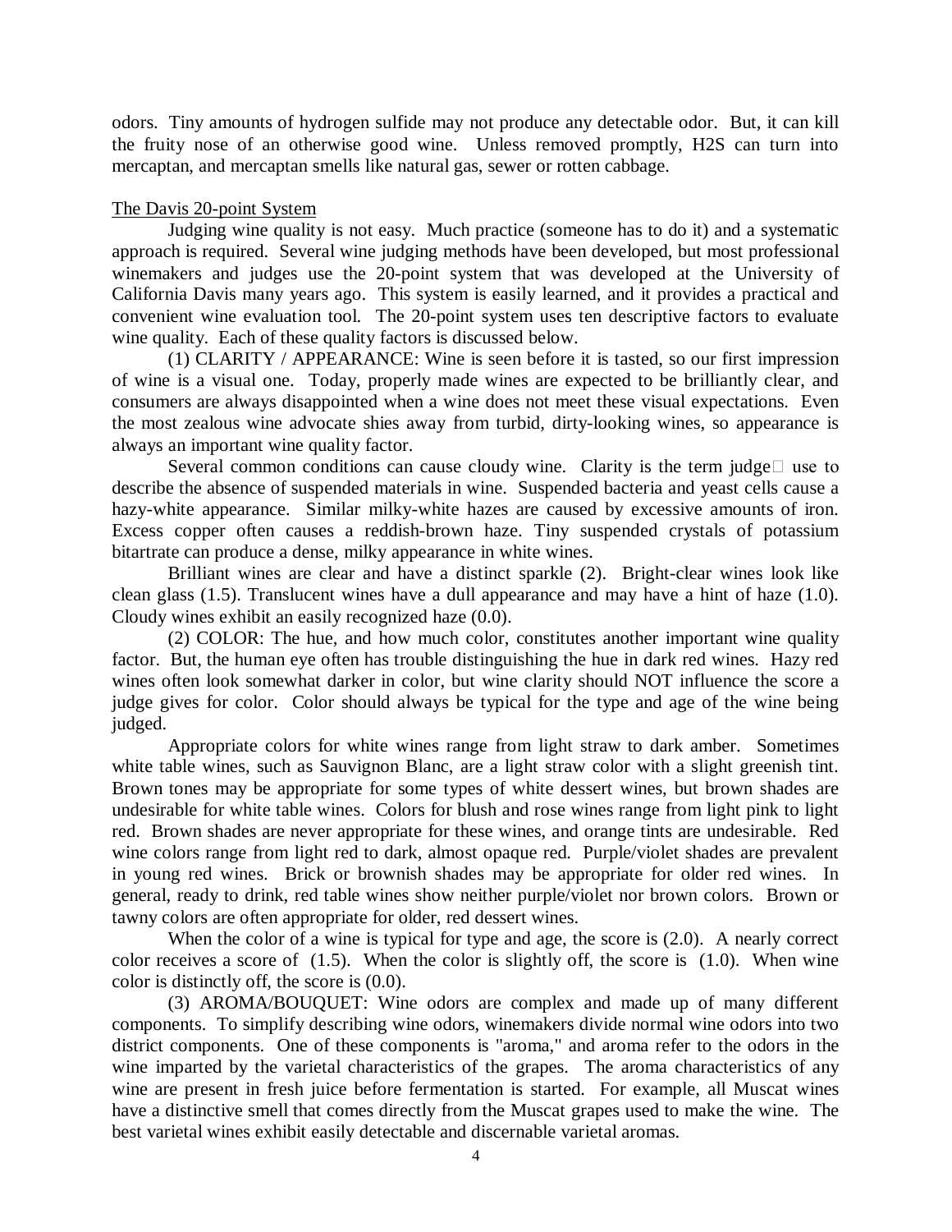odors. Tiny amounts of hydrogen sulfide may not produce any detectable odor. But, it can kill the fruity nose of an otherwise good wine. Unless removed promptly, H2S can turn into mercaptan, and mercaptan smells like natural gas, sewer or rotten cabbage.

<u>The Davis 20-point System</u>

Judging wine quality is not easy. Much practice (someone has to do it) and a systematic approach is required. Several wine judging methods have been developed, but most professional winemakers and judges use the 20-point system that was developed at the University of California Davis many years ago. This system is easily learned, and it provides a practical and convenient wine evaluation tool. The 20-point system uses ten descriptive factors to evaluate wine quality. Each of these quality factors is discussed below.

(1) CLARITY / APPEARANCE: Wine is seen before it is tasted, so our first impression of wine is a visual one. Today, properly made wines are expected to be brilliantly clear, and consumers are always disappointed when a wine does not meet these visual expectations. Even the most zealous wine advocate shies away from turbid, dirty-looking wines, so appearance is always an important wine quality factor.

Several common conditions can cause cloudy wine. Clarity is the term judge use to describe the absence of suspended materials in wine. Suspended bacteria and yeast cells cause a hazy-white appearance. Similar milky-white hazes are caused by excessive amounts of iron. Excess copper often causes a reddish-brown haze. Tiny suspended crystals of potassium bitartrate can produce a dense, milky appearance in white wines.

Brilliant wines are clear and have a distinct sparkle (2). Bright-clear wines look like clean glass (1.5). Translucent wines have a dull appearance and may have a hint of haze (1.0). Cloudy wines exhibit an easily recognized haze (0.0).

(2) COLOR: The hue, and how much color, constitutes another important wine quality factor. But, the human eye often has trouble distinguishing the hue in dark red wines. Hazy red wines often look somewhat darker in color, but wine clarity should NOT influence the score a judge gives for color. Color should always be typical for the type and age of the wine being judged.

Appropriate colors for white wines range from light straw to dark amber. Sometimes white table wines, such as Sauvignon Blanc, are a light straw color with a slight greenish tint. Brown tones may be appropriate for some types of white dessert wines, but brown shades are undesirable for white table wines. Colors for blush and rose wines range from light pink to light red. Brown shades are never appropriate for these wines, and orange tints are undesirable. Red wine colors range from light red to dark, almost opaque red. Purple/violet shades are prevalent in young red wines. Brick or brownish shades may be appropriate for older red wines. In general, ready to drink, red table wines show neither purple/violet nor brown colors. Brown or tawny colors are often appropriate for older, red dessert wines.

When the color of a wine is typical for type and age, the score is (2.0). A nearly correct color receives a score of (1.5). When the color is slightly off, the score is (1.0). When wine color is distinctly off, the score is (0.0).

(3) AROMA/BOUQUET: Wine odors are complex and made up of many different components. To simplify describing wine odors, winemakers divide normal wine odors into two district components. One of these components is "aroma," and aroma refer to the odors in the wine imparted by the varietal characteristics of the grapes. The aroma characteristics of any wine are present in fresh juice before fermentation is started. For example, all Muscat wines have a distinctive smell that comes directly from the Muscat grapes used to make the wine. The best varietal wines exhibit easily detectable and discernable varietal aromas.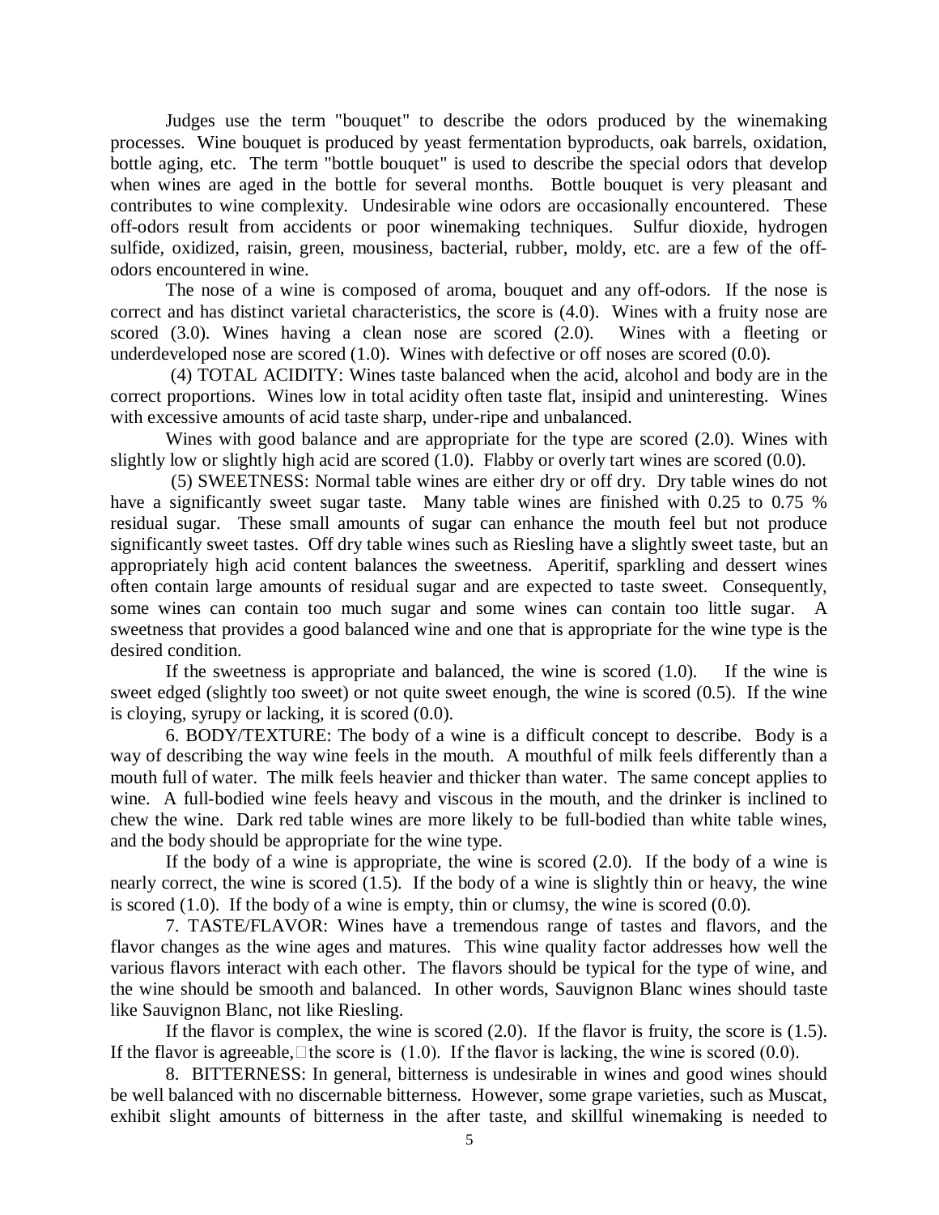Judges use the term "bouquet" to describe the odors produced by the winemaking processes. Wine bouquet is produced by yeast fermentation byproducts, oak barrels, oxidation, bottle aging, etc. The term "bottle bouquet" is used to describe the special odors that develop when wines are aged in the bottle for several months. Bottle bouquet is very pleasant and contributes to wine complexity. Undesirable wine odors are occasionally encountered. These off-odors result from accidents or poor winemaking techniques. Sulfur dioxide, hydrogen sulfide, oxidized, raisin, green, mousiness, bacterial, rubber, moldy, etc. are a few of the off-odors encountered in wine.

The nose of a wine is composed of aroma, bouquet and any off-odors. If the nose is correct and has distinct varietal characteristics, the score is (4.0). Wines with a fruity nose are scored (3.0). Wines having a clean nose are scored (2.0). Wines with a fleeting or underdeveloped nose are scored (1.0). Wines with defective or off noses are scored (0.0).

(4) TOTAL ACIDITY: Wines taste balanced when the acid, alcohol and body are in the correct proportions. Wines low in total acidity often taste flat, insipid and uninteresting. Wines with excessive amounts of acid taste sharp, under-ripe and unbalanced.

Wines with good balance and are appropriate for the type are scored (2.0). Wines with slightly low or slightly high acid are scored (1.0). Flabby or overly tart wines are scored (0.0).

(5) SWEETNESS: Normal table wines are either dry or off dry. Dry table wines do not have a significantly sweet sugar taste. Many table wines are finished with 0.25 to 0.75 % residual sugar. These small amounts of sugar can enhance the mouth feel but not produce significantly sweet tastes. Off dry table wines such as Riesling have a slightly sweet taste, but an appropriately high acid content balances the sweetness. Aperitif, sparkling and dessert wines often contain large amounts of residual sugar and are expected to taste sweet. Consequently, some wines can contain too much sugar and some wines can contain too little sugar. A sweetness that provides a good balanced wine and one that is appropriate for the wine type is the desired condition.

If the sweetness is appropriate and balanced, the wine is scored (1.0). If the wine is sweet edged (slightly too sweet) or not quite sweet enough, the wine is scored (0.5). If the wine is cloying, syrupy or lacking, it is scored (0.0).

6. BODY/TEXTURE: The body of a wine is a difficult concept to describe. Body is a way of describing the way wine feels in the mouth. A mouthful of milk feels differently than a mouth full of water. The milk feels heavier and thicker than water. The same concept applies to wine. A full-bodied wine feels heavy and viscous in the mouth, and the drinker is inclined to chew the wine. Dark red table wines are more likely to be full-bodied than white table wines, and the body should be appropriate for the wine type.

If the body of a wine is appropriate, the wine is scored (2.0). If the body of a wine is nearly correct, the wine is scored (1.5). If the body of a wine is slightly thin or heavy, the wine is scored (1.0). If the body of a wine is empty, thin or clumsy, the wine is scored (0.0).

7. TASTE/FLAVOR: Wines have a tremendous range of tastes and flavors, and the flavor changes as the wine ages and matures. This wine quality factor addresses how well the various flavors interact with each other. The flavors should be typical for the type of wine, and the wine should be smooth and balanced. In other words, Sauvignon Blanc wines should taste like Sauvignon Blanc, not like Riesling.

If the flavor is complex, the wine is scored (2.0). If the flavor is fruity, the score is (1.5). If the flavor is agreeable, the score is (1.0). If the flavor is lacking, the wine is scored (0.0).

8. BITTERNESS: In general, bitterness is undesirable in wines and good wines should be well balanced with no discernable bitterness. However, some grape varieties, such as Muscat, exhibit slight amounts of bitterness in the after taste, and skillful winemaking is needed to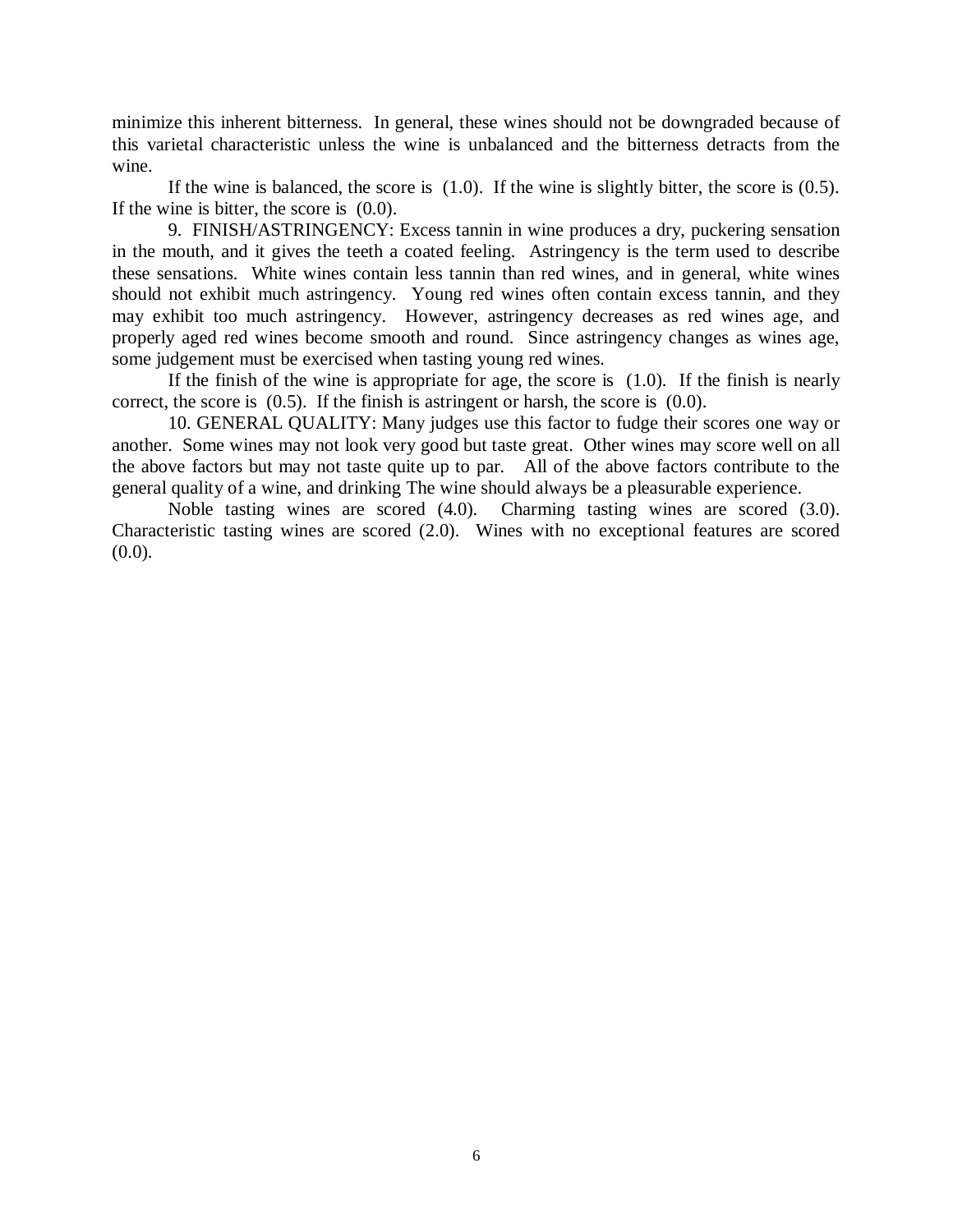minimize this inherent bitterness. In general, these wines should not be downgraded because of this varietal characteristic unless the wine is unbalanced and the bitterness detracts from the wine.

If the wine is balanced, the score is (1.0). If the wine is slightly bitter, the score is (0.5). If the wine is bitter, the score is (0.0).

9. FINISH/ASTRINGENCY: Excess tannin in wine produces a dry, puckering sensation in the mouth, and it gives the teeth a coated feeling. Astringency is the term used to describe these sensations. White wines contain less tannin than red wines, and in general, white wines should not exhibit much astringency. Young red wines often contain excess tannin, and they may exhibit too much astringency. However, astringency decreases as red wines age, and properly aged red wines become smooth and round. Since astringency changes as wines age, some judgement must be exercised when tasting young red wines.

If the finish of the wine is appropriate for age, the score is (1.0). If the finish is nearly correct, the score is (0.5). If the finish is astringent or harsh, the score is (0.0).

10. GENERAL QUALITY: Many judges use this factor to fudge their scores one way or another. Some wines may not look very good but taste great. Other wines may score well on all the above factors but may not taste quite up to par. All of the above factors contribute to the general quality of a wine, and drinking The wine should always be a pleasurable experience.

Noble tasting wines are scored (4.0). Charming tasting wines are scored (3.0). Characteristic tasting wines are scored (2.0). Wines with no exceptional features are scored (0.0).